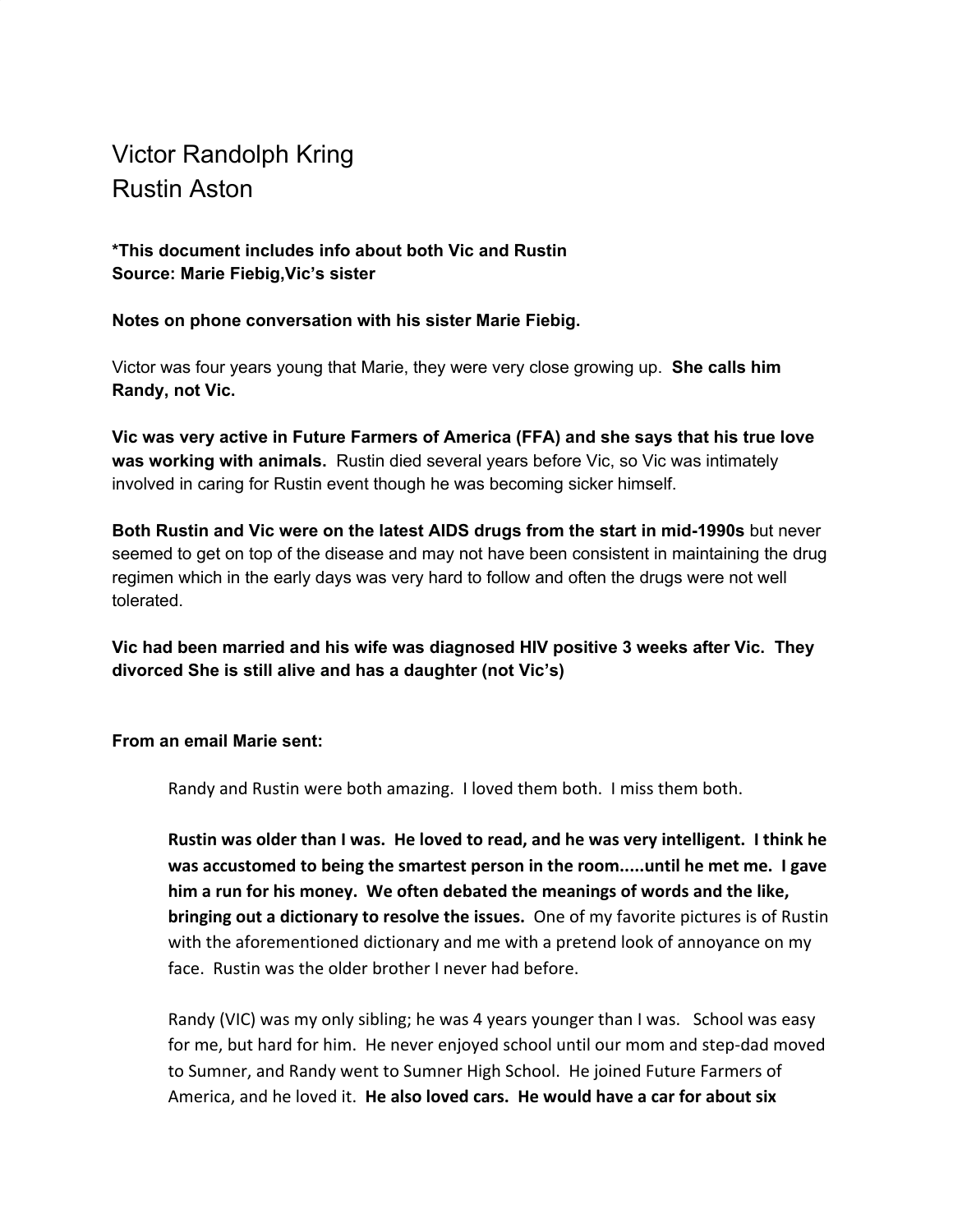# Victor Randolph Kring
# Rustin Aston

**\*This document includes info about both Vic and Rustin**
**Source: Marie Fiebig,Vic's sister**

**Notes on phone conversation with his sister Marie Fiebig.**

Victor was four years young that Marie, they were very close growing up. **She calls him Randy, not Vic.**

**Vic was very active in Future Farmers of America (FFA) and she says that his true love was working with animals.** Rustin died several years before Vic, so Vic was intimately involved in caring for Rustin event though he was becoming sicker himself.

**Both Rustin and Vic were on the latest AIDS drugs from the start in mid-1990s** but never seemed to get on top of the disease and may not have been consistent in maintaining the drug regimen which in the early days was very hard to follow and often the drugs were not well tolerated.

**Vic had been married and his wife was diagnosed HIV positive 3 weeks after Vic. They divorced She is still alive and has a daughter (not Vic's)**

**From an email Marie sent:**

> Randy and Rustin were both amazing. I loved them both. I miss them both.
>
> **Rustin was older than I was. He loved to read, and he was very intelligent. I think he was accustomed to being the smartest person in the room.....until he met me. I gave him a run for his money. We often debated the meanings of words and the like, bringing out a dictionary to resolve the issues.** One of my favorite pictures is of Rustin with the aforementioned dictionary and me with a pretend look of annoyance on my face. Rustin was the older brother I never had before.
>
> Randy (VIC) was my only sibling; he was 4 years younger than I was. School was easy for me, but hard for him. He never enjoyed school until our mom and step-dad moved to Sumner, and Randy went to Sumner High School. He joined Future Farmers of America, and he loved it. **He also loved cars. He would have a car for about six**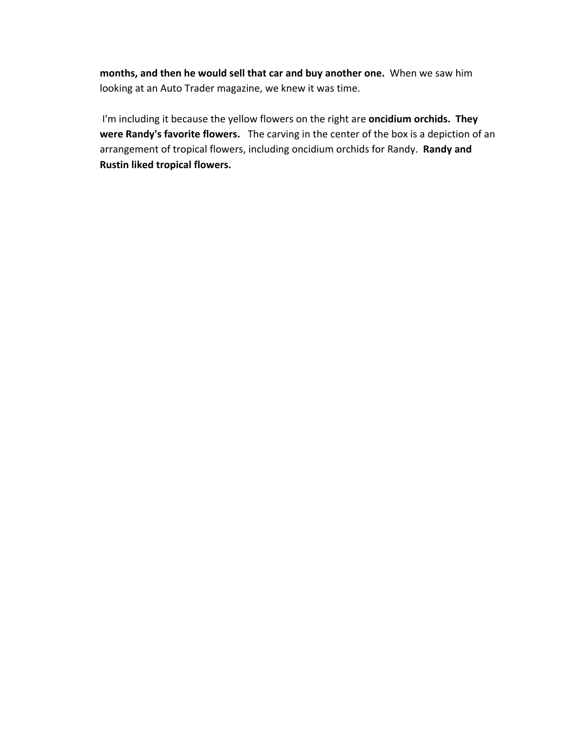**months, and then he would sell that car and buy another one.** When we saw him looking at an Auto Trader magazine, we knew it was time.

I'm including it because the yellow flowers on the right are **oncidium orchids. They were Randy's favorite flowers.** The carving in the center of the box is a depiction of an arrangement of tropical flowers, including oncidium orchids for Randy. **Randy and Rustin liked tropical flowers.**